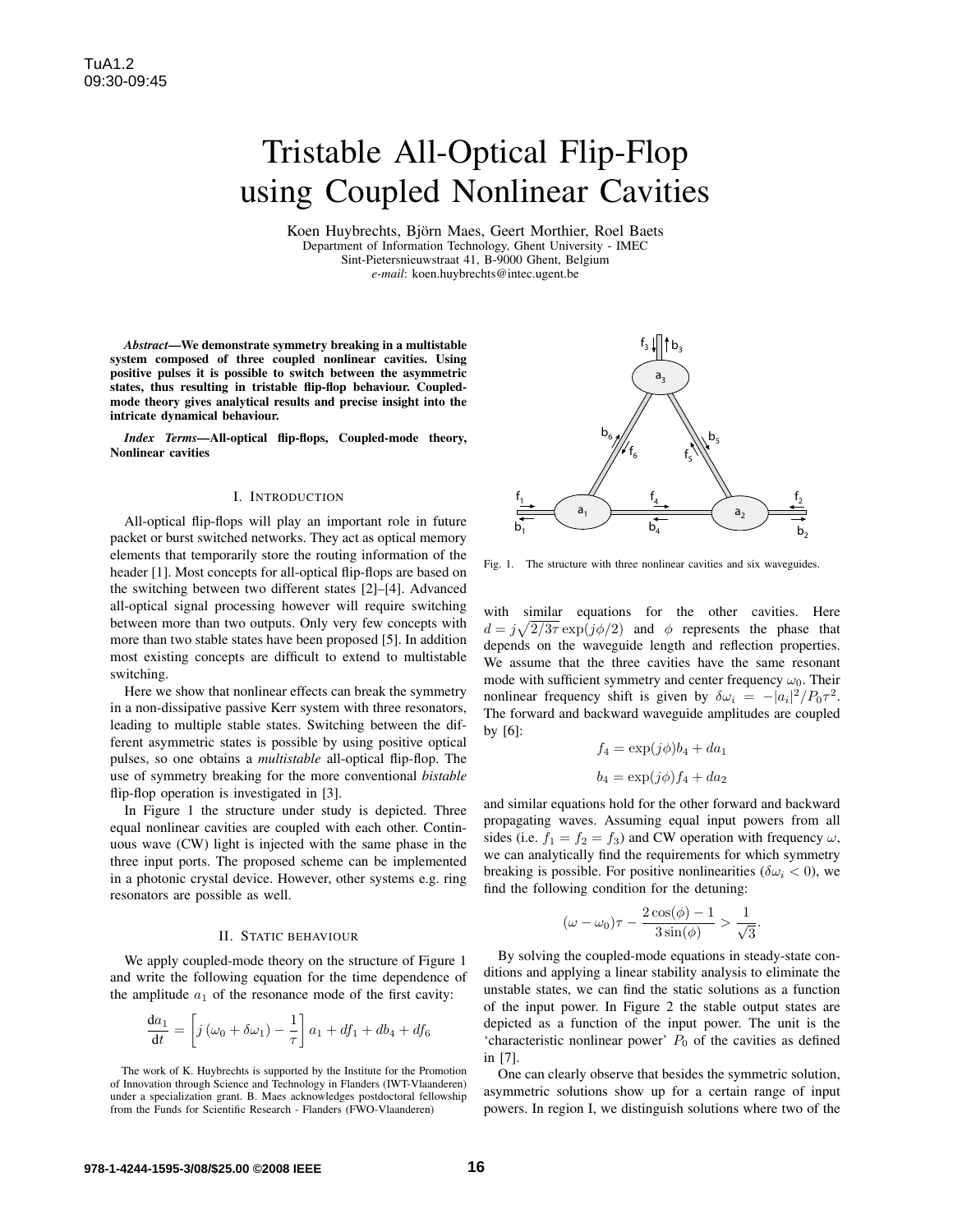# Tristable All-Optical Flip-Flop using Coupled Nonlinear Cavities

Koen Huybrechts, Björn Maes, Geert Morthier, Roel Baets
Department of Information Technology, Ghent University - IMEC
Sint-Pietersnieuwstraat 41, B-9000 Ghent, Belgium
*e-mail*: koen.huybrechts@intec.ugent.be

***Abstract*—We demonstrate symmetry breaking in a multistable system composed of three coupled nonlinear cavities. Using positive pulses it is possible to switch between the asymmetric states, thus resulting in tristable flip-flop behaviour. Coupled-mode theory gives analytical results and precise insight into the intricate dynamical behaviour.**

***Index Terms*—All-optical flip-flops, Coupled-mode theory, Nonlinear cavities**

## I. Introduction

All-optical flip-flops will play an important role in future packet or burst switched networks. They act as optical memory elements that temporarily store the routing information of the header [1]. Most concepts for all-optical flip-flops are based on the switching between two different states [2]–[4]. Advanced all-optical signal processing however will require switching between more than two outputs. Only very few concepts with more than two stable states have been proposed [5]. In addition most existing concepts are difficult to extend to multistable switching.

Here we show that nonlinear effects can break the symmetry in a non-dissipative passive Kerr system with three resonators, leading to multiple stable states. Switching between the different asymmetric states is possible by using positive optical pulses, so one obtains a *multistable* all-optical flip-flop. The use of symmetry breaking for the more conventional *bistable* flip-flop operation is investigated in [3].

In Figure 1 the structure under study is depicted. Three equal nonlinear cavities are coupled with each other. Continuous wave (CW) light is injected with the same phase in the three input ports. The proposed scheme can be implemented in a photonic crystal device. However, other systems e.g. ring resonators are possible as well.

Fig. 1. The structure with three nonlinear cavities and six waveguides.

## II. Static behaviour

We apply coupled-mode theory on the structure of Figure 1 and write the following equation for the time dependence of the amplitude $a_1$ of the resonance mode of the first cavity:

$$\frac{\mathrm{d}a_1}{\mathrm{d}t} = \left[ j\left(\omega_0 + \delta\omega_1\right) - \frac{1}{\tau}\right] a_1 + df_1 + db_4 + df_6$$

with similar equations for the other cavities. Here $d = j\sqrt{2/3\tau}\exp(j\phi/2)$ and $\phi$ represents the phase that depends on the waveguide length and reflection properties. We assume that the three cavities have the same resonant mode with sufficient symmetry and center frequency $\omega_0$. Their nonlinear frequency shift is given by $\delta\omega_i = -|a_i|^2/P_0\tau^2$. The forward and backward waveguide amplitudes are coupled by [6]:

$$f_4 = \exp(j\phi)b_4 + da_1$$

$$b_4 = \exp(j\phi)f_4 + da_2$$

and similar equations hold for the other forward and backward propagating waves. Assuming equal input powers from all sides (i.e. $f_1 = f_2 = f_3$) and CW operation with frequency $\omega$, we can analytically find the requirements for which symmetry breaking is possible. For positive nonlinearities ($\delta\omega_i < 0$), we find the following condition for the detuning:

$$(\omega - \omega_0)\tau - \frac{2\cos(\phi) - 1}{3\sin(\phi)} > \frac{1}{\sqrt{3}}.$$

By solving the coupled-mode equations in steady-state conditions and applying a linear stability analysis to eliminate the unstable states, we can find the static solutions as a function of the input power. In Figure 2 the stable output states are depicted as a function of the input power. The unit is the 'characteristic nonlinear power' $P_0$ of the cavities as defined in [7].

One can clearly observe that besides the symmetric solution, asymmetric solutions show up for a certain range of input powers. In region I, we distinguish solutions where two of the

The work of K. Huybrechts is supported by the Institute for the Promotion of Innovation through Science and Technology in Flanders (IWT-Vlaanderen) under a specialization grant. B. Maes acknowledges postdoctoral fellowship from the Funds for Scientific Research - Flanders (FWO-Vlaanderen)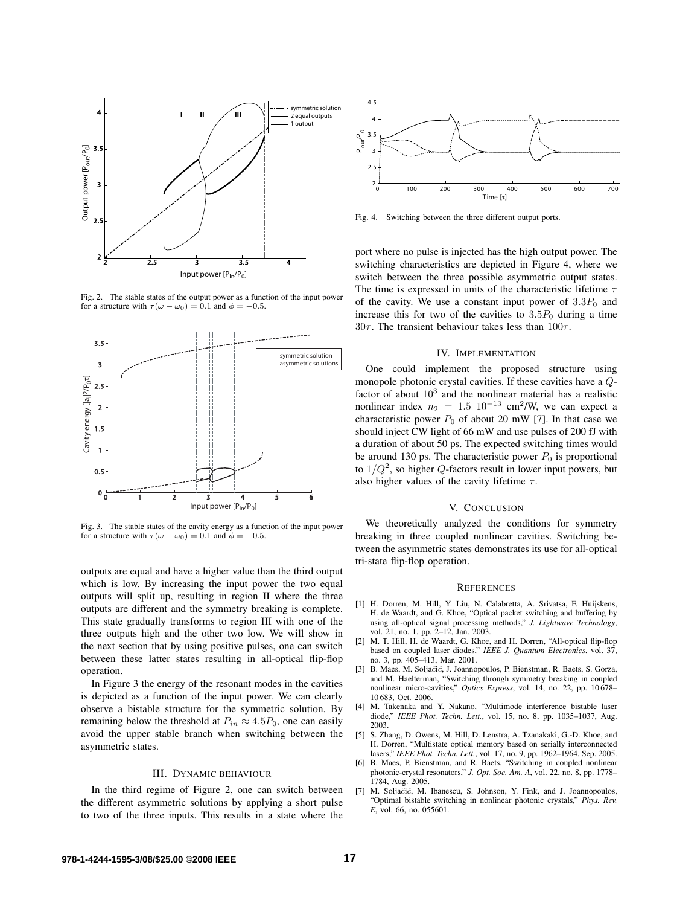symmetric solution
2 equal outputs
1 output

I II III

Output power [$P_{out}/P_0$]

Input power [$P_{in}/P_0$]

Fig. 2. The stable states of the output power as a function of the input power for a structure with $\tau(\omega - \omega_0) = 0.1$ and $\phi = -0.5$.

symmetric solution
asymmetric solutions

Cavity energy [$|a_i|^2/P_0\tau$]

Input power [$P_{in}/P_0$]

Fig. 3. The stable states of the cavity energy as a function of the input power for a structure with $\tau(\omega - \omega_0) = 0.1$ and $\phi = -0.5$.

outputs are equal and have a higher value than the third output which is low. By increasing the input power the two equal outputs will split up, resulting in region II where the three outputs are different and the symmetry breaking is complete. This state gradually transforms to region III with one of the three outputs high and the other two low. We will show in the next section that by using positive pulses, one can switch between these latter states resulting in all-optical flip-flop operation.

In Figure 3 the energy of the resonant modes in the cavities is depicted as a function of the input power. We can clearly observe a bistable structure for the symmetric solution. By remaining below the threshold at $P_{in} \approx 4.5P_0$, one can easily avoid the upper stable branch when switching between the asymmetric states.

## III. Dynamic behaviour

In the third regime of Figure 2, one can switch between the different asymmetric solutions by applying a short pulse to two of the three inputs. This results in a state where the port where no pulse is injected has the high output power. The switching characteristics are depicted in Figure 4, where we switch between the three possible asymmetric output states. The time is expressed in units of the characteristic lifetime $\tau$ of the cavity. We use a constant input power of $3.3P_0$ and increase this for two of the cavities to $3.5P_0$ during a time $30\tau$. The transient behaviour takes less than $100\tau$.

$P_{out}/P_0$

Time [τ]

Fig. 4. Switching between the three different output ports.

## IV. Implementation

One could implement the proposed structure using monopole photonic crystal cavities. If these cavities have a $Q$-factor of about $10^3$ and the nonlinear material has a realistic nonlinear index $n_2 = 1.5\ 10^{-13}$ cm$^2$/W, we can expect a characteristic power $P_0$ of about 20 mW [7]. In that case we should inject CW light of 66 mW and use pulses of 200 fJ with a duration of about 50 ps. The expected switching times would be around 130 ps. The characteristic power $P_0$ is proportional to $1/Q^2$, so higher $Q$-factors result in lower input powers, but also higher values of the cavity lifetime $\tau$.

## V. Conclusion

We theoretically analyzed the conditions for symmetry breaking in three coupled nonlinear cavities. Switching between the asymmetric states demonstrates its use for all-optical tri-state flip-flop operation.

## References

[1] H. Dorren, M. Hill, Y. Liu, N. Calabretta, A. Srivatsa, F. Huijskens, H. de Waardt, and G. Khoe, "Optical packet switching and buffering by using all-optical signal processing methods," *J. Lightwave Technology*, vol. 21, no. 1, pp. 2–12, Jan. 2003.

[2] M. T. Hill, H. de Waardt, G. Khoe, and H. Dorren, "All-optical flip-flop based on coupled laser diodes," *IEEE J. Quantum Electronics*, vol. 37, no. 3, pp. 405–413, Mar. 2001.

[3] B. Maes, M. Soljačić, J. Joannopoulos, P. Bienstman, R. Baets, S. Gorza, and M. Haelterman, "Switching through symmetry breaking in coupled nonlinear micro-cavities," *Optics Express*, vol. 14, no. 22, pp. 10 678–10 683, Oct. 2006.

[4] M. Takenaka and Y. Nakano, "Multimode interference bistable laser diode," *IEEE Phot. Techn. Lett.*, vol. 15, no. 8, pp. 1035–1037, Aug. 2003.

[5] S. Zhang, D. Owens, M. Hill, D. Lenstra, A. Tzanakaki, G.-D. Khoe, and H. Dorren, "Multistate optical memory based on serially interconnected lasers," *IEEE Phot. Techn. Lett.*, vol. 17, no. 9, pp. 1962–1964, Sep. 2005.

[6] B. Maes, P. Bienstman, and R. Baets, "Switching in coupled nonlinear photonic-crystal resonators," *J. Opt. Soc. Am. A*, vol. 22, no. 8, pp. 1778–1784, Aug. 2005.

[7] M. Soljačić, M. Ibanescu, S. Johnson, Y. Fink, and J. Joannopoulos, "Optimal bistable switching in nonlinear photonic crystals," *Phys. Rev. E*, vol. 66, no. 055601.